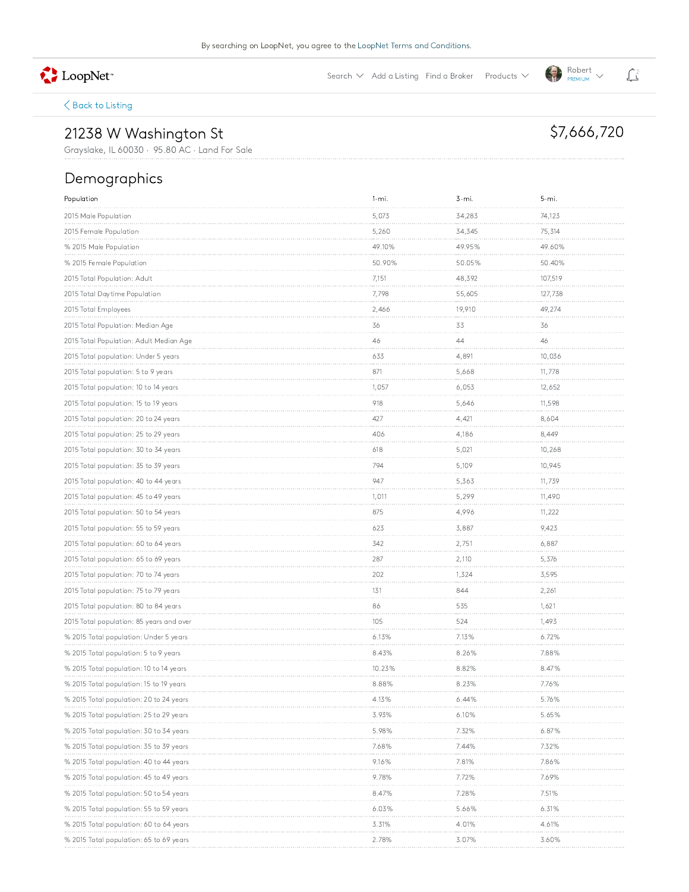By searching on LoopNet, you agree to the LoopNet Terms and Conditions.

LoopNet | Search | Add a Listing | Find a Broker | Products | Robert PREMIUM

Back to Listing

# 21238 W Washington St

Grayslake, IL 60030 · 95.80 AC · Land For Sale

$7,666,720

## Demographics

| Population | 1-mi. | 3-mi. | 5-mi. |
|---|---|---|---|
| 2015 Male Population | 5,073 | 34,283 | 74,123 |
| 2015 Female Population | 5,260 | 34,345 | 75,314 |
| % 2015 Male Population | 49.10% | 49.95% | 49.60% |
| % 2015 Female Population | 50.90% | 50.05% | 50.40% |
| 2015 Total Population: Adult | 7,151 | 48,392 | 107,519 |
| 2015 Total Daytime Population | 7,798 | 55,605 | 127,738 |
| 2015 Total Employees | 2,466 | 19,910 | 49,274 |
| 2015 Total Population: Median Age | 36 | 33 | 36 |
| 2015 Total Population: Adult Median Age | 46 | 44 | 46 |
| 2015 Total population: Under 5 years | 633 | 4,891 | 10,036 |
| 2015 Total population: 5 to 9 years | 871 | 5,668 | 11,778 |
| 2015 Total population: 10 to 14 years | 1,057 | 6,053 | 12,652 |
| 2015 Total population: 15 to 19 years | 918 | 5,646 | 11,598 |
| 2015 Total population: 20 to 24 years | 427 | 4,421 | 8,604 |
| 2015 Total population: 25 to 29 years | 406 | 4,186 | 8,449 |
| 2015 Total population: 30 to 34 years | 618 | 5,021 | 10,268 |
| 2015 Total population: 35 to 39 years | 794 | 5,109 | 10,945 |
| 2015 Total population: 40 to 44 years | 947 | 5,363 | 11,739 |
| 2015 Total population: 45 to 49 years | 1,011 | 5,299 | 11,490 |
| 2015 Total population: 50 to 54 years | 875 | 4,996 | 11,222 |
| 2015 Total population: 55 to 59 years | 623 | 3,887 | 9,423 |
| 2015 Total population: 60 to 64 years | 342 | 2,751 | 6,887 |
| 2015 Total population: 65 to 69 years | 287 | 2,110 | 5,376 |
| 2015 Total population: 70 to 74 years | 202 | 1,324 | 3,595 |
| 2015 Total population: 75 to 79 years | 131 | 844 | 2,261 |
| 2015 Total population: 80 to 84 years | 86 | 535 | 1,621 |
| 2015 Total population: 85 years and over | 105 | 524 | 1,493 |
| % 2015 Total population: Under 5 years | 6.13% | 7.13% | 6.72% |
| % 2015 Total population: 5 to 9 years | 8.43% | 8.26% | 7.88% |
| % 2015 Total population: 10 to 14 years | 10.23% | 8.82% | 8.47% |
| % 2015 Total population: 15 to 19 years | 8.88% | 8.23% | 7.76% |
| % 2015 Total population: 20 to 24 years | 4.13% | 6.44% | 5.76% |
| % 2015 Total population: 25 to 29 years | 3.93% | 6.10% | 5.65% |
| % 2015 Total population: 30 to 34 years | 5.98% | 7.32% | 6.87% |
| % 2015 Total population: 35 to 39 years | 7.68% | 7.44% | 7.32% |
| % 2015 Total population: 40 to 44 years | 9.16% | 7.81% | 7.86% |
| % 2015 Total population: 45 to 49 years | 9.78% | 7.72% | 7.69% |
| % 2015 Total population: 50 to 54 years | 8.47% | 7.28% | 7.51% |
| % 2015 Total population: 55 to 59 years | 6.03% | 5.66% | 6.31% |
| % 2015 Total population: 60 to 64 years | 3.31% | 4.01% | 4.61% |
| % 2015 Total population: 65 to 69 years | 2.78% | 3.07% | 3.60% |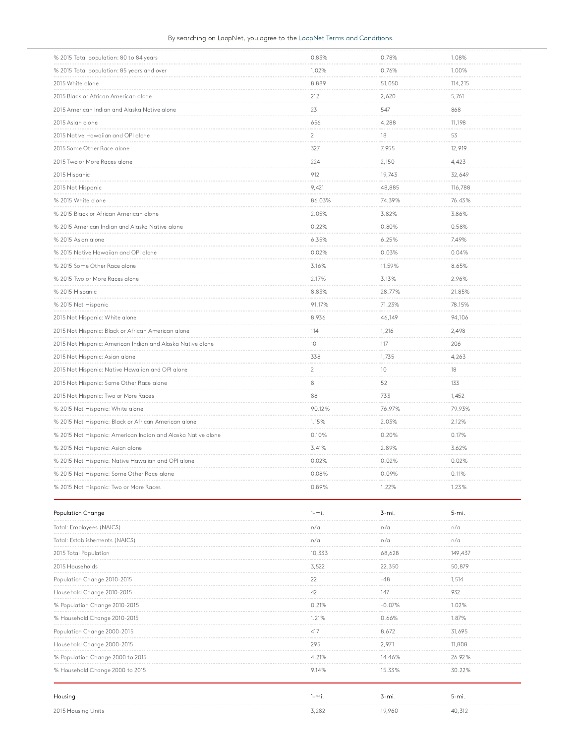| | | | |
|---|---|---|---|
| % 2015 Total population: 80 to 84 years | 0.83% | 0.78% | 1.08% |
| % 2015 Total population: 85 years and over | 1.02% | 0.76% | 1.00% |
| 2015 White alone | 8,889 | 51,050 | 114,215 |
| 2015 Black or African American alone | 212 | 2,620 | 5,761 |
| 2015 American Indian and Alaska Native alone | 23 | 547 | 868 |
| 2015 Asian alone | 656 | 4,288 | 11,198 |
| 2015 Native Hawaiian and OPI alone | 2 | 18 | 53 |
| 2015 Some Other Race alone | 327 | 7,955 | 12,919 |
| 2015 Two or More Races alone | 224 | 2,150 | 4,423 |
| 2015 Hispanic | 912 | 19,743 | 32,649 |
| 2015 Not Hispanic | 9,421 | 48,885 | 116,788 |
| % 2015 White alone | 86.03% | 74.39% | 76.43% |
| % 2015 Black or African American alone | 2.05% | 3.82% | 3.86% |
| % 2015 American Indian and Alaska Native alone | 0.22% | 0.80% | 0.58% |
| % 2015 Asian alone | 6.35% | 6.25% | 7.49% |
| % 2015 Native Hawaiian and OPI alone | 0.02% | 0.03% | 0.04% |
| % 2015 Some Other Race alone | 3.16% | 11.59% | 8.65% |
| % 2015 Two or More Races alone | 2.17% | 3.13% | 2.96% |
| % 2015 Hispanic | 8.83% | 28.77% | 21.85% |
| % 2015 Not Hispanic | 91.17% | 71.23% | 78.15% |
| 2015 Not Hispanic: White alone | 8,936 | 46,149 | 94,106 |
| 2015 Not Hispanic: Black or African American alone | 114 | 1,216 | 2,498 |
| 2015 Not Hispanic: American Indian and Alaska Native alone | 10 | 117 | 206 |
| 2015 Not Hispanic: Asian alone | 338 | 1,735 | 4,263 |
| 2015 Not Hispanic: Native Hawaiian and OPI alone | 2 | 10 | 18 |
| 2015 Not Hispanic: Some Other Race alone | 8 | 52 | 133 |
| 2015 Not Hispanic: Two or More Races | 88 | 733 | 1,452 |
| % 2015 Not Hispanic: White alone | 90.12% | 76.97% | 79.93% |
| % 2015 Not Hispanic: Black or African American alone | 1.15% | 2.03% | 2.12% |
| % 2015 Not Hispanic: American Indian and Alaska Native alone | 0.10% | 0.20% | 0.17% |
| % 2015 Not Hispanic: Asian alone | 3.41% | 2.89% | 3.62% |
| % 2015 Not Hispanic: Native Hawaiian and OPI alone | 0.02% | 0.02% | 0.02% |
| % 2015 Not Hispanic: Some Other Race alone | 0.08% | 0.09% | 0.11% |
| % 2015 Not Hispanic: Two or More Races | 0.89% | 1.22% | 1.23% |

| Population Change | 1-mi. | 3-mi. | 5-mi. |
|---|---|---|---|
| Total: Employees (NAICS) | n/a | n/a | n/a |
| Total: Establishements (NAICS) | n/a | n/a | n/a |
| 2015 Total Population | 10,333 | 68,628 | 149,437 |
| 2015 Households | 3,522 | 22,350 | 50,879 |
| Population Change 2010-2015 | 22 | -48 | 1,514 |
| Household Change 2010-2015 | 42 | 147 | 932 |
| % Population Change 2010-2015 | 0.21% | -0.07% | 1.02% |
| % Household Change 2010-2015 | 1.21% | 0.66% | 1.87% |
| Population Change 2000-2015 | 417 | 8,672 | 31,695 |
| Household Change 2000-2015 | 295 | 2,971 | 11,808 |
| % Population Change 2000 to 2015 | 4.21% | 14.46% | 26.92% |
| % Household Change 2000 to 2015 | 9.14% | 15.33% | 30.22% |

| Housing | 1-mi. | 3-mi. | 5-mi. |
|---|---|---|---|
| 2015 Housing Units | 3,282 | 19,960 | 40,312 |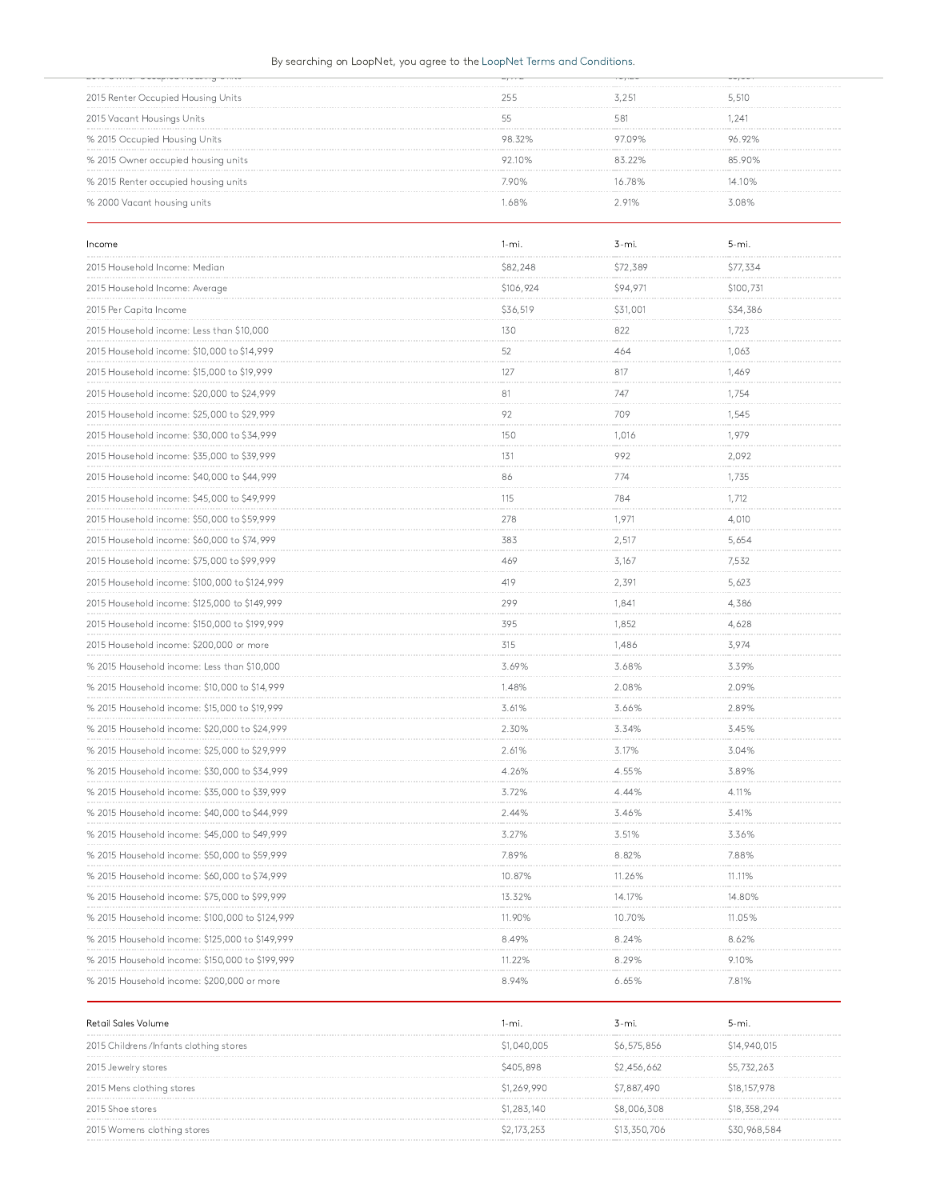By searching on LoopNet, you agree to the LoopNet Terms and Conditions.

| | | | |
|---|---|---|---|
| 2015 Renter Occupied Housing Units | 255 | 3,251 | 5,510 |
| 2015 Vacant Housings Units | 55 | 581 | 1,241 |
| % 2015 Occupied Housing Units | 98.32% | 97.09% | 96.92% |
| % 2015 Owner occupied housing units | 92.10% | 83.22% | 85.90% |
| % 2015 Renter occupied housing units | 7.90% | 16.78% | 14.10% |
| % 2000 Vacant housing units | 1.68% | 2.91% | 3.08% |

| Income | 1-mi. | 3-mi. | 5-mi. |
|---|---|---|---|
| 2015 Household Income: Median | $82,248 | $72,389 | $77,334 |
| 2015 Household Income: Average | $106,924 | $94,971 | $100,731 |
| 2015 Per Capita Income | $36,519 | $31,001 | $34,386 |
| 2015 Household income: Less than $10,000 | 130 | 822 | 1,723 |
| 2015 Household income: $10,000 to $14,999 | 52 | 464 | 1,063 |
| 2015 Household income: $15,000 to $19,999 | 127 | 817 | 1,469 |
| 2015 Household income: $20,000 to $24,999 | 81 | 747 | 1,754 |
| 2015 Household income: $25,000 to $29,999 | 92 | 709 | 1,545 |
| 2015 Household income: $30,000 to $34,999 | 150 | 1,016 | 1,979 |
| 2015 Household income: $35,000 to $39,999 | 131 | 992 | 2,092 |
| 2015 Household income: $40,000 to $44,999 | 86 | 774 | 1,735 |
| 2015 Household income: $45,000 to $49,999 | 115 | 784 | 1,712 |
| 2015 Household income: $50,000 to $59,999 | 278 | 1,971 | 4,010 |
| 2015 Household income: $60,000 to $74,999 | 383 | 2,517 | 5,654 |
| 2015 Household income: $75,000 to $99,999 | 469 | 3,167 | 7,532 |
| 2015 Household income: $100,000 to $124,999 | 419 | 2,391 | 5,623 |
| 2015 Household income: $125,000 to $149,999 | 299 | 1,841 | 4,386 |
| 2015 Household income: $150,000 to $199,999 | 395 | 1,852 | 4,628 |
| 2015 Household income: $200,000 or more | 315 | 1,486 | 3,974 |
| % 2015 Household income: Less than $10,000 | 3.69% | 3.68% | 3.39% |
| % 2015 Household income: $10,000 to $14,999 | 1.48% | 2.08% | 2.09% |
| % 2015 Household income: $15,000 to $19,999 | 3.61% | 3.66% | 2.89% |
| % 2015 Household income: $20,000 to $24,999 | 2.30% | 3.34% | 3.45% |
| % 2015 Household income: $25,000 to $29,999 | 2.61% | 3.17% | 3.04% |
| % 2015 Household income: $30,000 to $34,999 | 4.26% | 4.55% | 3.89% |
| % 2015 Household income: $35,000 to $39,999 | 3.72% | 4.44% | 4.11% |
| % 2015 Household income: $40,000 to $44,999 | 2.44% | 3.46% | 3.41% |
| % 2015 Household income: $45,000 to $49,999 | 3.27% | 3.51% | 3.36% |
| % 2015 Household income: $50,000 to $59,999 | 7.89% | 8.82% | 7.88% |
| % 2015 Household income: $60,000 to $74,999 | 10.87% | 11.26% | 11.11% |
| % 2015 Household income: $75,000 to $99,999 | 13.32% | 14.17% | 14.80% |
| % 2015 Household income: $100,000 to $124,999 | 11.90% | 10.70% | 11.05% |
| % 2015 Household income: $125,000 to $149,999 | 8.49% | 8.24% | 8.62% |
| % 2015 Household income: $150,000 to $199,999 | 11.22% | 8.29% | 9.10% |
| % 2015 Household income: $200,000 or more | 8.94% | 6.65% | 7.81% |

| Retail Sales Volume | 1-mi. | 3-mi. | 5-mi. |
|---|---|---|---|
| 2015 Childrens/Infants clothing stores | $1,040,005 | $6,575,856 | $14,940,015 |
| 2015 Jewelry stores | $405,898 | $2,456,662 | $5,732,263 |
| 2015 Mens clothing stores | $1,269,990 | $7,887,490 | $18,157,978 |
| 2015 Shoe stores | $1,283,140 | $8,006,308 | $18,358,294 |
| 2015 Womens clothing stores | $2,173,253 | $13,350,706 | $30,968,584 |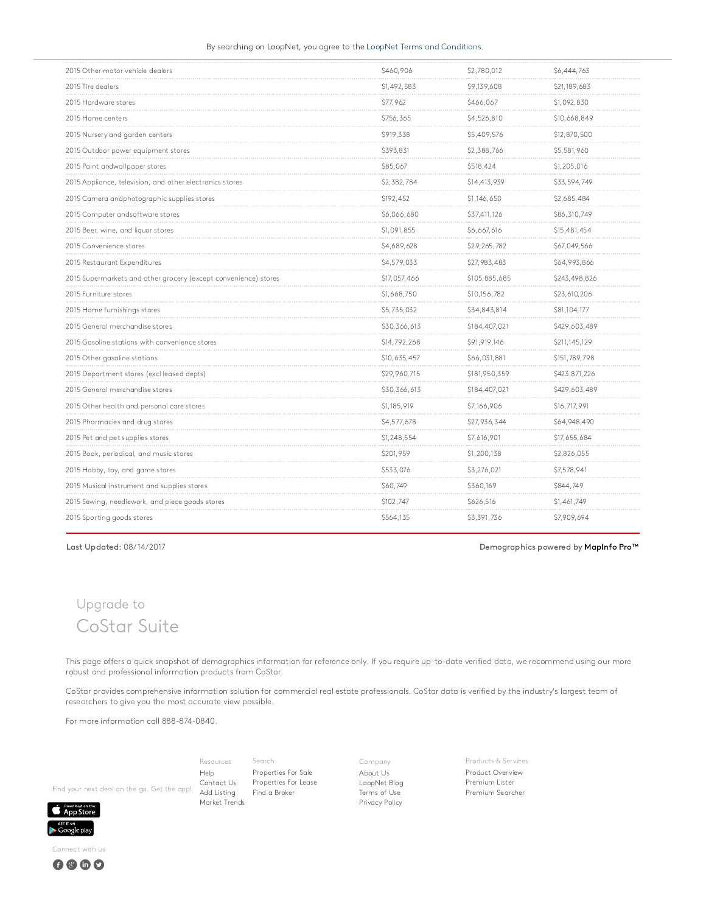By searching on LoopNet, you agree to the LoopNet Terms and Conditions.

| | | | |
|---|---|---|---|
| 2015 Other motor vehicle dealers | $460,906 | $2,780,012 | $6,444,763 |
| 2015 Tire dealers | $1,492,583 | $9,139,608 | $21,189,683 |
| 2015 Hardware stores | $77,962 | $466,067 | $1,092,830 |
| 2015 Home centers | $756,365 | $4,526,810 | $10,668,849 |
| 2015 Nursery and garden centers | $919,338 | $5,409,576 | $12,870,500 |
| 2015 Outdoor power equipment stores | $393,831 | $2,388,766 | $5,581,960 |
| 2015 Paint andwallpaper stores | $85,067 | $518,424 | $1,205,016 |
| 2015 Appliance, television, and other electronics stores | $2,382,784 | $14,413,939 | $33,594,749 |
| 2015 Camera andphotographic supplies stores | $192,452 | $1,146,650 | $2,685,484 |
| 2015 Computer andsoftware stores | $6,066,680 | $37,411,126 | $86,310,749 |
| 2015 Beer, wine, and liquor stores | $1,091,855 | $6,667,616 | $15,481,454 |
| 2015 Convenience stores | $4,689,628 | $29,265,782 | $67,049,566 |
| 2015 Restaurant Expenditures | $4,579,033 | $27,983,483 | $64,993,866 |
| 2015 Supermarkets and other grocery (except convenience) stores | $17,057,466 | $105,885,685 | $243,498,826 |
| 2015 Furniture stores | $1,668,750 | $10,156,782 | $23,610,206 |
| 2015 Home furnishings stores | $5,735,032 | $34,843,814 | $81,104,177 |
| 2015 General merchandise stores | $30,366,613 | $184,407,021 | $429,603,489 |
| 2015 Gasoline stations with convenience stores | $14,792,268 | $91,919,146 | $211,145,129 |
| 2015 Other gasoline stations | $10,635,457 | $66,031,881 | $151,789,798 |
| 2015 Department stores (excl leased depts) | $29,960,715 | $181,950,359 | $423,871,226 |
| 2015 General merchandise stores | $30,366,613 | $184,407,021 | $429,603,489 |
| 2015 Other health and personal care stores | $1,185,919 | $7,166,906 | $16,717,991 |
| 2015 Pharmacies and drug stores | $4,577,678 | $27,936,344 | $64,948,490 |
| 2015 Pet and pet supplies stores | $1,248,554 | $7,616,901 | $17,655,684 |
| 2015 Book, periodical, and music stores | $201,959 | $1,200,138 | $2,826,055 |
| 2015 Hobby, toy, and game stores | $533,076 | $3,276,021 | $7,578,941 |
| 2015 Musical instrument and supplies stores | $60,749 | $360,169 | $844,749 |
| 2015 Sewing, needlework, and piece goods stores | $102,747 | $626,516 | $1,461,749 |
| 2015 Sporting goods stores | $564,135 | $3,391,736 | $7,909,694 |

**Last Updated:** 08/14/2017

Demographics powered by **MapInfo Pro™**

## Upgrade to
## CoStar Suite

This page offers a quick snapshot of demographics information for reference only. If you require up-to-date verified data, we recommend using our more robust and professional information products from CoStar.

CoStar provides comprehensive information solution for commercial real estate professionals. CoStar data is verified by the industry's largest team of researchers to give you the most accurate view possible.

For more information call 888-874-0840.

Find your next deal on the go. Get the app!

Resources
- Help
- Contact Us
- Add Listing
- Market Trends

Search
- Properties For Sale
- Properties For Lease
- Find a Broker

Company
- About Us
- LoopNet Blog
- Terms of Use
- Privacy Policy

Products & Services
- Product Overview
- Premium Lister
- Premium Searcher

Connect with us